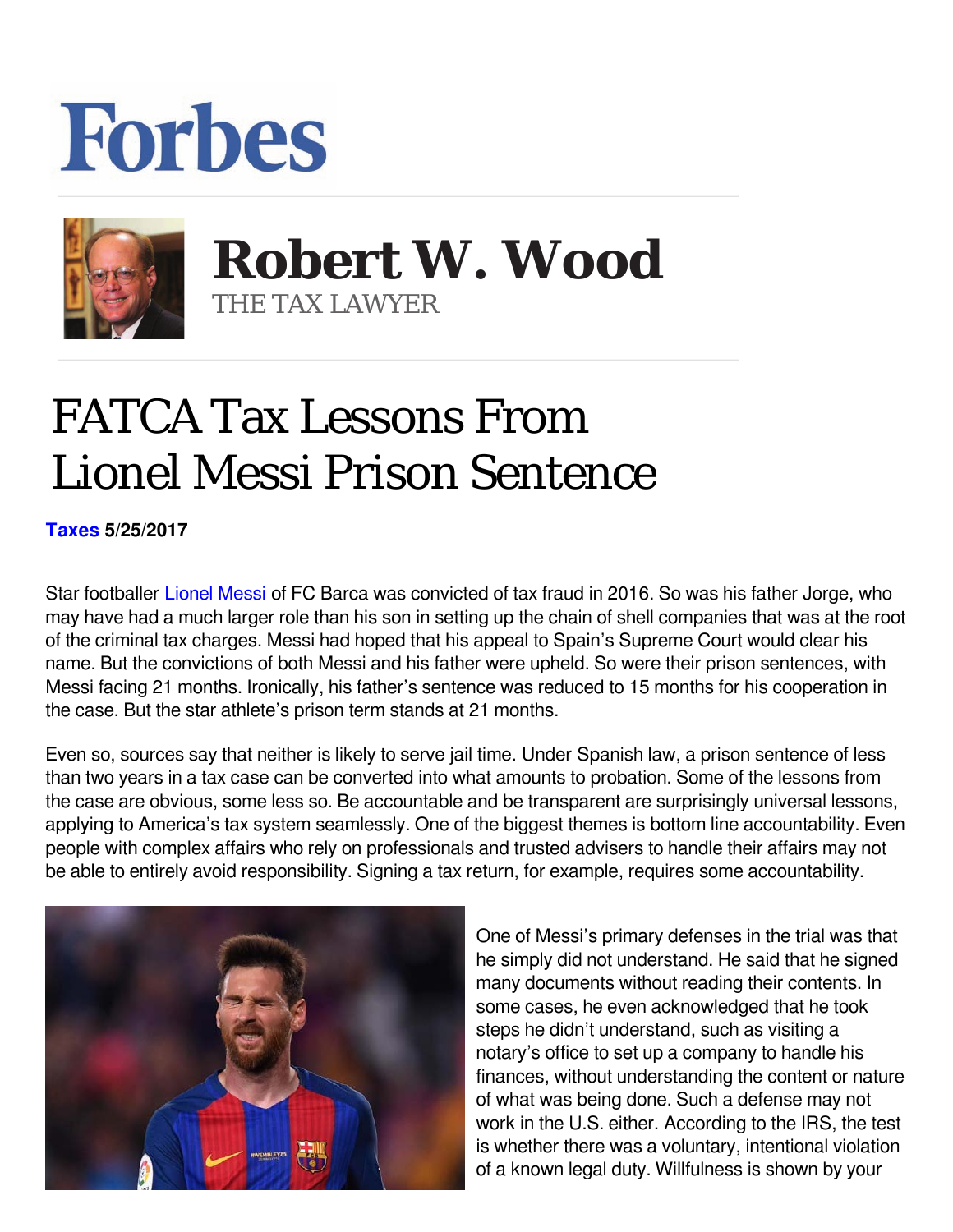Forbes

# Robert W. Wood

THE TAX LAWYER

# FATCA Tax Lessons From Lionel Messi Prison Sentence

**Taxes 5/25/2017**

Star footballer Lionel Messi of FC Barca was convicted of tax fraud in 2016. So was his father Jorge, who may have had a much larger role than his son in setting up the chain of shell companies that was at the root of the criminal tax charges. Messi had hoped that his appeal to Spain's Supreme Court would clear his name. But the convictions of both Messi and his father were upheld. So were their prison sentences, with Messi facing 21 months. Ironically, his father's sentence was reduced to 15 months for his cooperation in the case. But the star athlete's prison term stands at 21 months.

Even so, sources say that neither is likely to serve jail time. Under Spanish law, a prison sentence of less than two years in a tax case can be converted into what amounts to probation. Some of the lessons from the case are obvious, some less so. Be accountable and be transparent are surprisingly universal lessons, applying to America's tax system seamlessly. One of the biggest themes is bottom line accountability. Even people with complex affairs who rely on professionals and trusted advisers to handle their affairs may not be able to entirely avoid responsibility. Signing a tax return, for example, requires some accountability.

One of Messi's primary defenses in the trial was that he simply did not understand. He said that he signed many documents without reading their contents. In some cases, he even acknowledged that he took steps he didn't understand, such as visiting a notary's office to set up a company to handle his finances, without understanding the content or nature of what was being done. Such a defense may not work in the U.S. either. According to the IRS, the test is whether there was a voluntary, intentional violation of a known legal duty. Willfulness is shown by your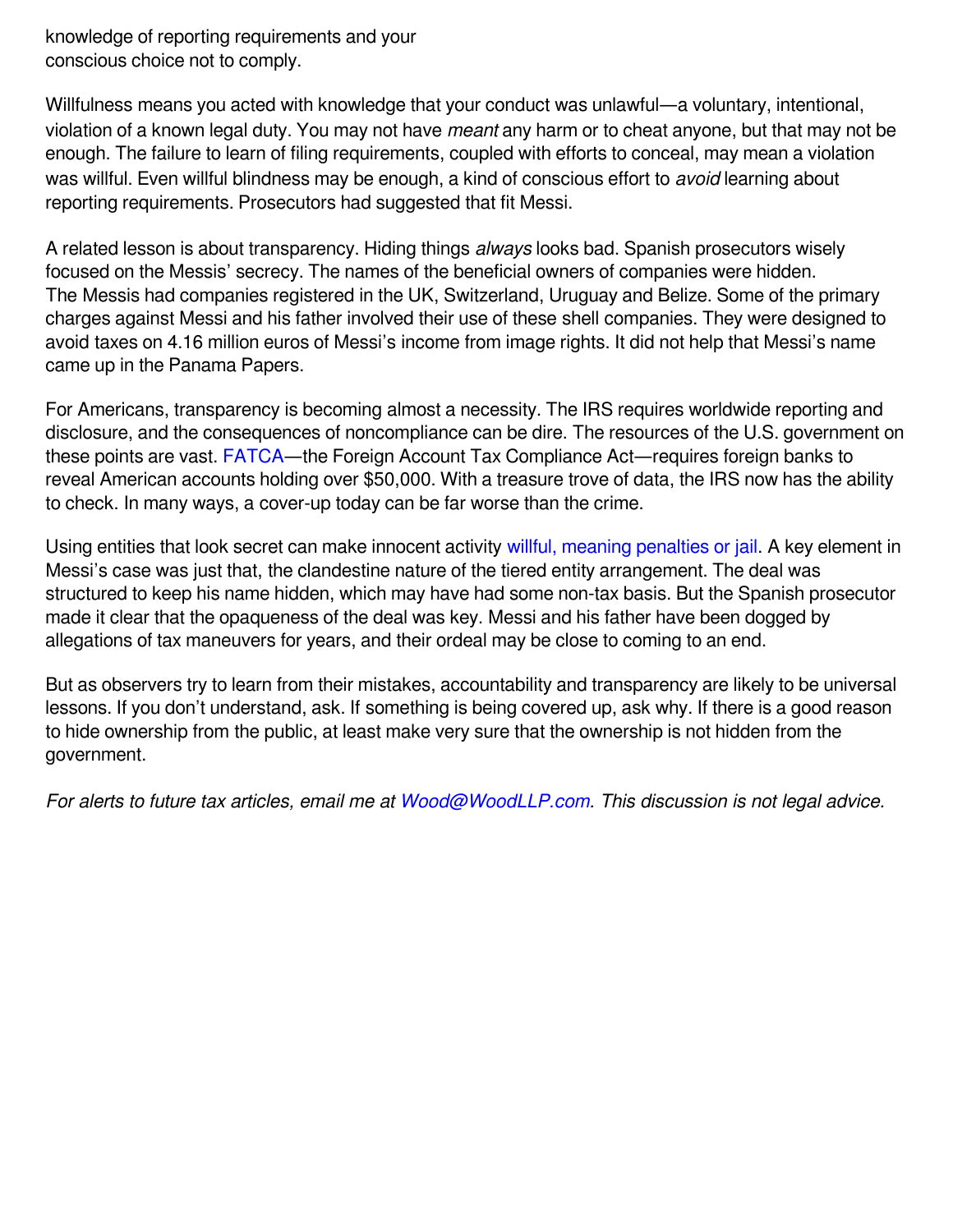knowledge of reporting requirements and your conscious choice not to comply.

Willfulness means you acted with knowledge that your conduct was unlawful—a voluntary, intentional, violation of a known legal duty. You may not have *meant* any harm or to cheat anyone, but that may not be enough. The failure to learn of filing requirements, coupled with efforts to conceal, may mean a violation was willful. Even willful blindness may be enough, a kind of conscious effort to *avoid* learning about reporting requirements. Prosecutors had suggested that fit Messi.

A related lesson is about transparency. Hiding things *always* looks bad. Spanish prosecutors wisely focused on the Messis' secrecy. The names of the beneficial owners of companies were hidden. The Messis had companies registered in the UK, Switzerland, Uruguay and Belize. Some of the primary charges against Messi and his father involved their use of these shell companies. They were designed to avoid taxes on 4.16 million euros of Messi's income from image rights. It did not help that Messi's name came up in the Panama Papers.

For Americans, transparency is becoming almost a necessity. The IRS requires worldwide reporting and disclosure, and the consequences of noncompliance can be dire. The resources of the U.S. government on these points are vast. FATCA—the Foreign Account Tax Compliance Act—requires foreign banks to reveal American accounts holding over $50,000. With a treasure trove of data, the IRS now has the ability to check. In many ways, a cover-up today can be far worse than the crime.

Using entities that look secret can make innocent activity willful, meaning penalties or jail. A key element in Messi's case was just that, the clandestine nature of the tiered entity arrangement. The deal was structured to keep his name hidden, which may have had some non-tax basis. But the Spanish prosecutor made it clear that the opaqueness of the deal was key. Messi and his father have been dogged by allegations of tax maneuvers for years, and their ordeal may be close to coming to an end.

But as observers try to learn from their mistakes, accountability and transparency are likely to be universal lessons. If you don't understand, ask. If something is being covered up, ask why. If there is a good reason to hide ownership from the public, at least make very sure that the ownership is not hidden from the government.

*For alerts to future tax articles, email me at Wood@WoodLLP.com. This discussion is not legal advice.*